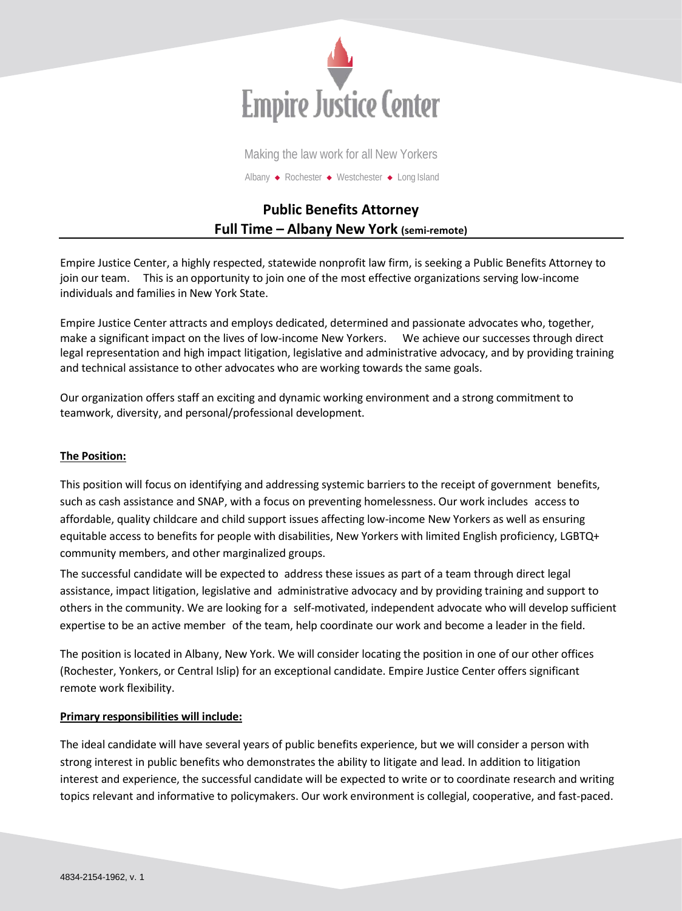Empire Justice Center

Making the law work for all New Yorkers

Albany ◆ Rochester ◆ Westchester ◆ Long Island

# Public Benefits Attorney
## Full Time – Albany New York (semi-remote)

Empire Justice Center, a highly respected, statewide nonprofit law firm, is seeking a Public Benefits Attorney to join our team. This is an opportunity to join one of the most effective organizations serving low-income individuals and families in New York State.

Empire Justice Center attracts and employs dedicated, determined and passionate advocates who, together, make a significant impact on the lives of low-income New Yorkers. We achieve our successes through direct legal representation and high impact litigation, legislative and administrative advocacy, and by providing training and technical assistance to other advocates who are working towards the same goals.

Our organization offers staff an exciting and dynamic working environment and a strong commitment to teamwork, diversity, and personal/professional development.

**The Position:**

This position will focus on identifying and addressing systemic barriers to the receipt of government benefits, such as cash assistance and SNAP, with a focus on preventing homelessness. Our work includes access to affordable, quality childcare and child support issues affecting low-income New Yorkers as well as ensuring equitable access to benefits for people with disabilities, New Yorkers with limited English proficiency, LGBTQ+ community members, and other marginalized groups.

The successful candidate will be expected to address these issues as part of a team through direct legal assistance, impact litigation, legislative and administrative advocacy and by providing training and support to others in the community. We are looking for a self-motivated, independent advocate who will develop sufficient expertise to be an active member of the team, help coordinate our work and become a leader in the field.

The position is located in Albany, New York. We will consider locating the position in one of our other offices (Rochester, Yonkers, or Central Islip) for an exceptional candidate. Empire Justice Center offers significant remote work flexibility.

**Primary responsibilities will include:**

The ideal candidate will have several years of public benefits experience, but we will consider a person with strong interest in public benefits who demonstrates the ability to litigate and lead. In addition to litigation interest and experience, the successful candidate will be expected to write or to coordinate research and writing topics relevant and informative to policymakers. Our work environment is collegial, cooperative, and fast-paced.

4834-2154-1962, v. 1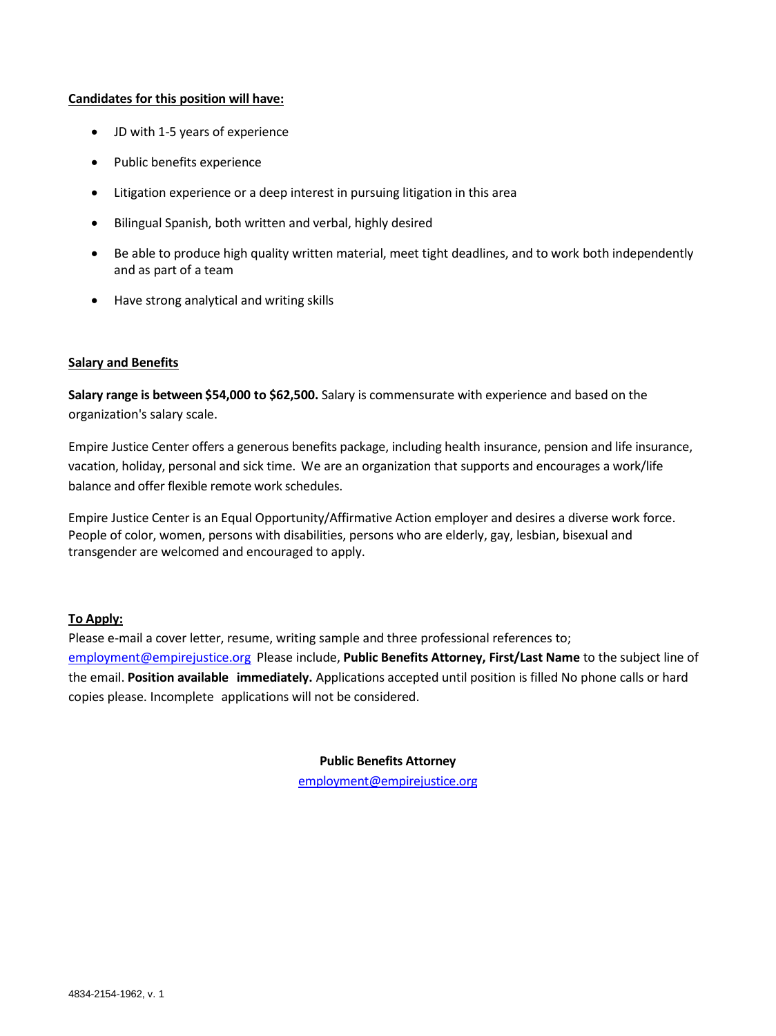**Candidates for this position will have:**

- JD with 1-5 years of experience
- Public benefits experience
- Litigation experience or a deep interest in pursuing litigation in this area
- Bilingual Spanish, both written and verbal, highly desired
- Be able to produce high quality written material, meet tight deadlines, and to work both independently and as part of a team
- Have strong analytical and writing skills

**Salary and Benefits**

**Salary range is between $54,000 to $62,500.** Salary is commensurate with experience and based on the organization's salary scale.

Empire Justice Center offers a generous benefits package, including health insurance, pension and life insurance, vacation, holiday, personal and sick time. We are an organization that supports and encourages a work/life balance and offer flexible remote work schedules.

Empire Justice Center is an Equal Opportunity/Affirmative Action employer and desires a diverse work force. People of color, women, persons with disabilities, persons who are elderly, gay, lesbian, bisexual and transgender are welcomed and encouraged to apply.

**To Apply:**

Please e-mail a cover letter, resume, writing sample and three professional references to; employment@empirejustice.org Please include, **Public Benefits Attorney, First/Last Name** to the subject line of the email. **Position available immediately.** Applications accepted until position is filled No phone calls or hard copies please. Incomplete applications will not be considered.

**Public Benefits Attorney**

employment@empirejustice.org

4834-2154-1962, v. 1